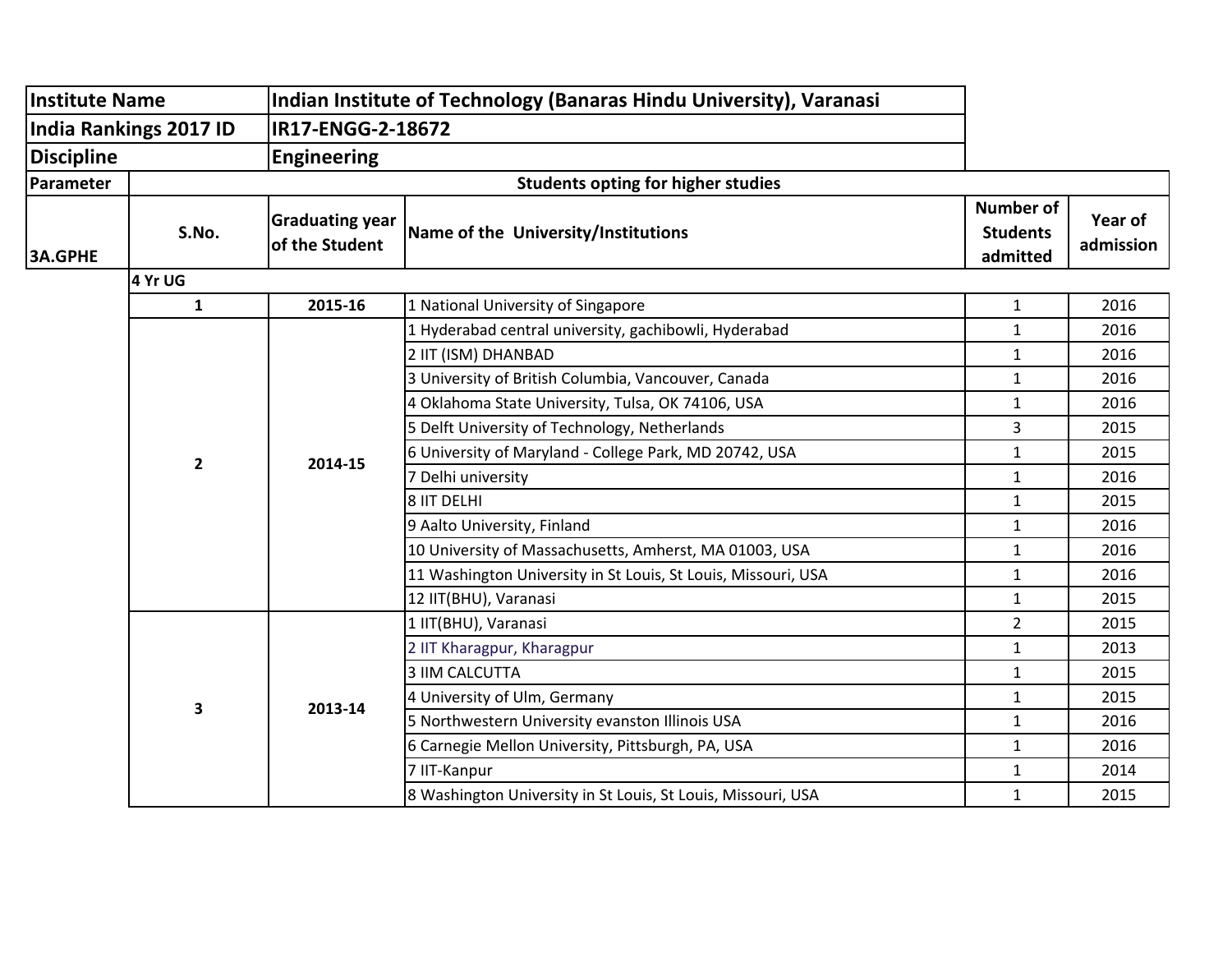| | |
|---|---|
| **Institute Name** | **Indian Institute of Technology (Banaras Hindu University), Varanasi** |
| **India Rankings 2017 ID** | **IR17-ENGG-2-18672** |
| **Discipline** | **Engineering** |

| **Parameter** | **Students opting for higher studies** | | | | |
|---|---|---|---|---|---|
| **3A.GPHE** | **S.No.** | **Graduating year of the Student** | **Name of the University/Institutions** | **Number of Students admitted** | **Year of admission** |
| | **4 Yr UG** | | | | |
| | **1** | **2015-16** | 1 National University of Singapore | 1 | 2016 |
| | **2** | **2014-15** | 1 Hyderabad central university, gachibowli, Hyderabad | 1 | 2016 |
| | | | 2 IIT (ISM) DHANBAD | 1 | 2016 |
| | | | 3 University of British Columbia, Vancouver, Canada | 1 | 2016 |
| | | | 4 Oklahoma State University, Tulsa, OK 74106, USA | 1 | 2016 |
| | | | 5 Delft University of Technology, Netherlands | 3 | 2015 |
| | | | 6 University of Maryland - College Park, MD 20742, USA | 1 | 2015 |
| | | | 7 Delhi university | 1 | 2016 |
| | | | 8 IIT DELHI | 1 | 2015 |
| | | | 9 Aalto University, Finland | 1 | 2016 |
| | | | 10 University of Massachusetts, Amherst, MA 01003, USA | 1 | 2016 |
| | | | 11 Washington University in St Louis, St Louis, Missouri, USA | 1 | 2016 |
| | | | 12 IIT(BHU), Varanasi | 1 | 2015 |
| | **3** | **2013-14** | 1 IIT(BHU), Varanasi | 2 | 2015 |
| | | | 2 IIT Kharagpur, Kharagpur | 1 | 2013 |
| | | | 3 IIM CALCUTTA | 1 | 2015 |
| | | | 4 University of Ulm, Germany | 1 | 2015 |
| | | | 5 Northwestern University evanston Illinois USA | 1 | 2016 |
| | | | 6 Carnegie Mellon University, Pittsburgh, PA, USA | 1 | 2016 |
| | | | 7 IIT-Kanpur | 1 | 2014 |
| | | | 8 Washington University in St Louis, St Louis, Missouri, USA | 1 | 2015 |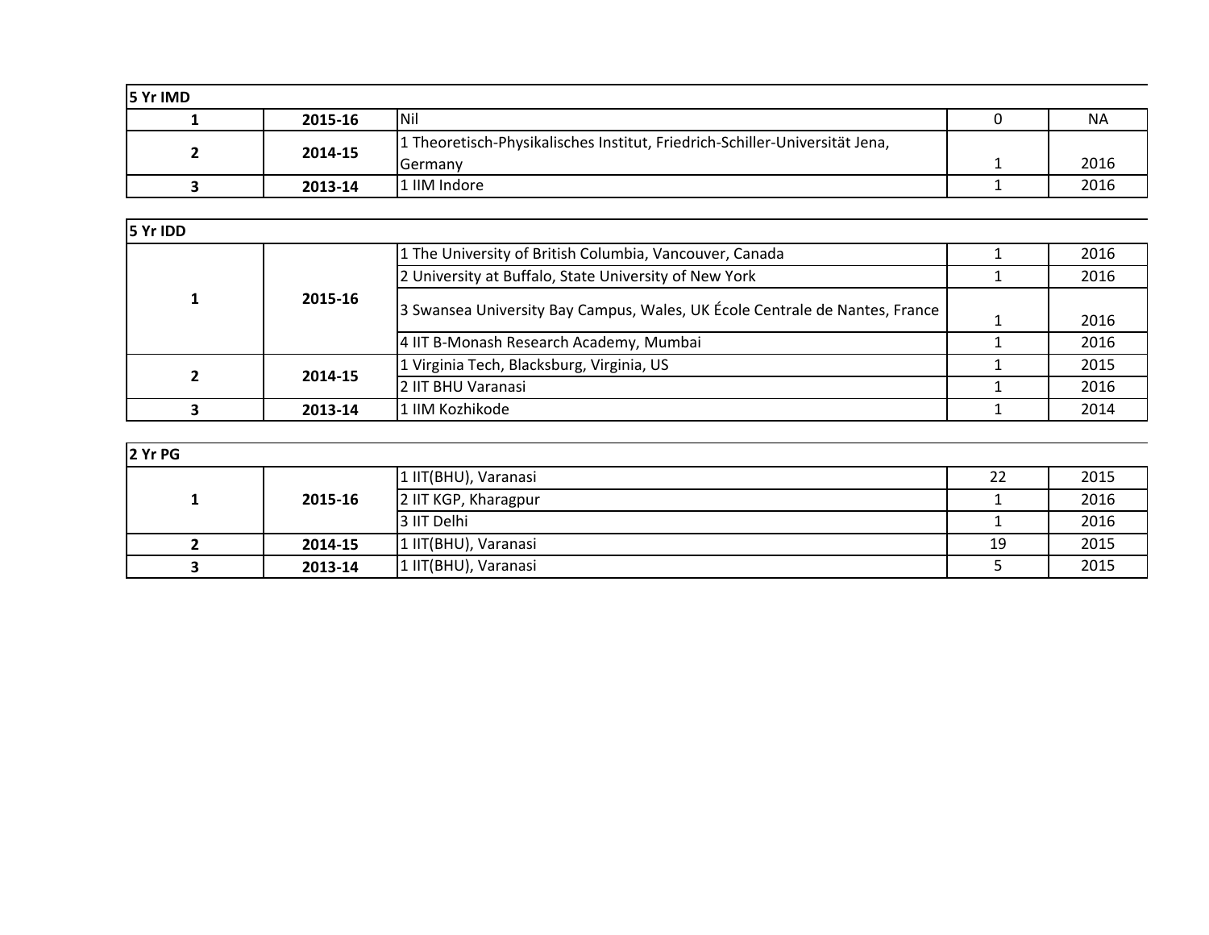| 5 Yr IMD | | | | |
|---|---|---|---|---|
| **1** | **2015-16** | Nil | 0 | NA |
| **2** | **2014-15** | 1 Theoretisch-Physikalisches Institut, Friedrich-Schiller-Universität Jena, Germany | 1 | 2016 |
| **3** | **2013-14** | 1 IIM Indore | 1 | 2016 |

| 5 Yr IDD | | | | |
|---|---|---|---|---|
| **1** | **2015-16** | 1 The University of British Columbia, Vancouver, Canada | 1 | 2016 |
| | | 2 University at Buffalo, State University of New York | 1 | 2016 |
| | | 3 Swansea University Bay Campus, Wales, UK École Centrale de Nantes, France | 1 | 2016 |
| | | 4 IIT B-Monash Research Academy, Mumbai | 1 | 2016 |
| **2** | **2014-15** | 1 Virginia Tech, Blacksburg, Virginia, US | 1 | 2015 |
| | | 2 IIT BHU Varanasi | 1 | 2016 |
| **3** | **2013-14** | 1 IIM Kozhikode | 1 | 2014 |

| 2 Yr PG | | | | |
|---|---|---|---|---|
| **1** | **2015-16** | 1 IIT(BHU), Varanasi | 22 | 2015 |
| | | 2 IIT KGP, Kharagpur | 1 | 2016 |
| | | 3 IIT Delhi | 1 | 2016 |
| **2** | **2014-15** | 1 IIT(BHU), Varanasi | 19 | 2015 |
| **3** | **2013-14** | 1 IIT(BHU), Varanasi | 5 | 2015 |